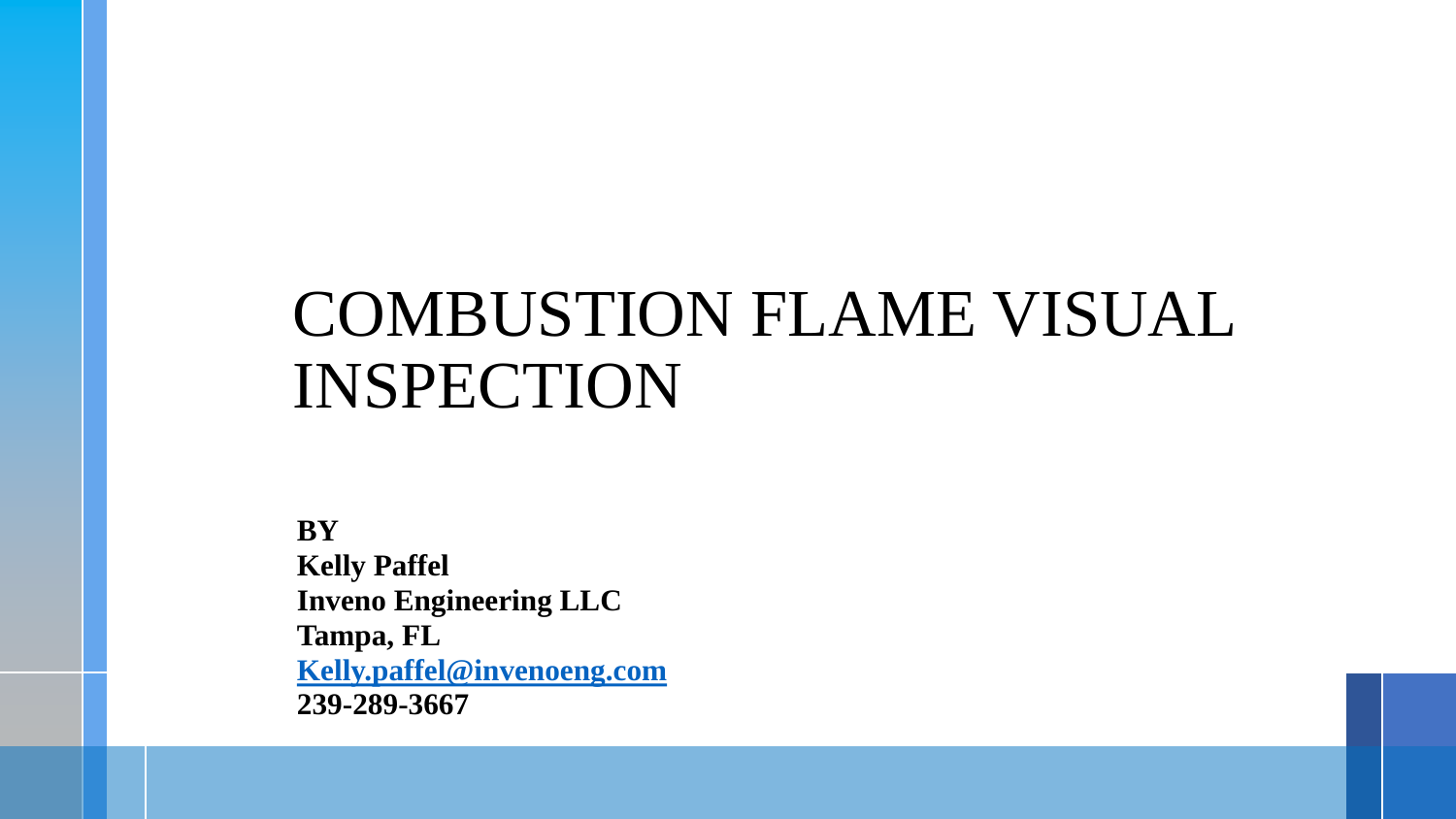# COMBUSTION FLAME VISUAL INSPECTION

**BY**
**Kelly Paffel**
**Inveno Engineering LLC**
**Tampa, FL**
**Kelly.paffel@invenoeng.com**
**239-289-3667**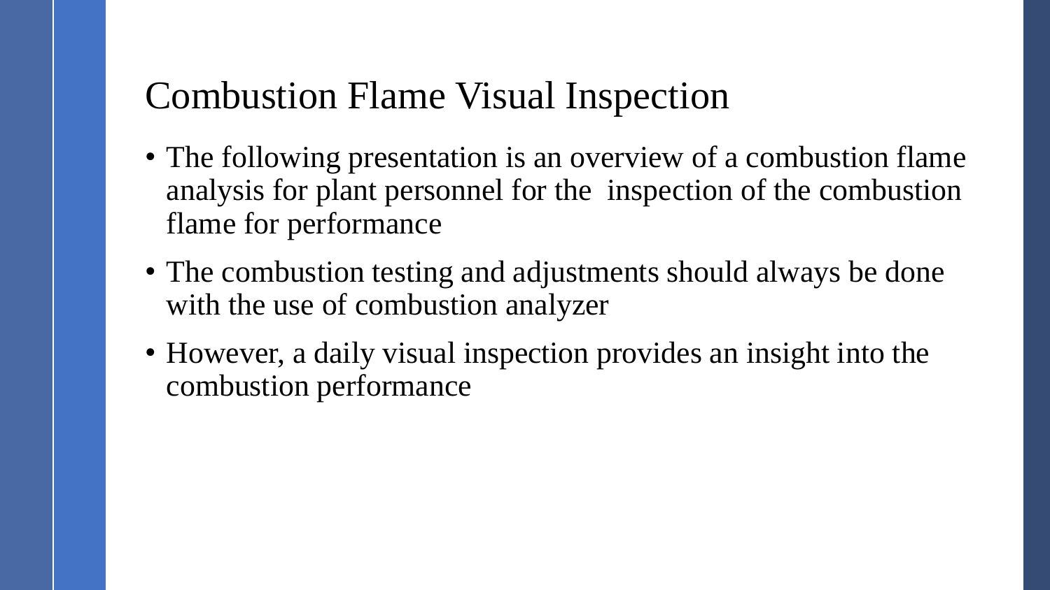# Combustion Flame Visual Inspection

- The following presentation is an overview of a combustion flame analysis for plant personnel for the inspection of the combustion flame for performance
- The combustion testing and adjustments should always be done with the use of combustion analyzer
- However, a daily visual inspection provides an insight into the combustion performance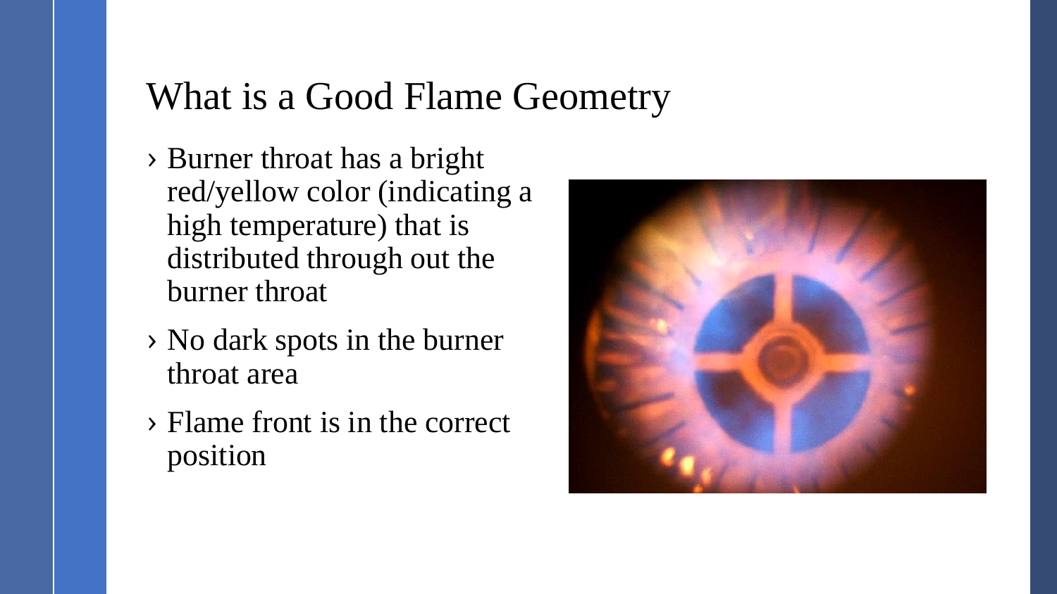# What is a Good Flame Geometry

- Burner throat has a bright red/yellow color (indicating a high temperature) that is distributed through out the burner throat
- No dark spots in the burner throat area
- Flame front is in the correct position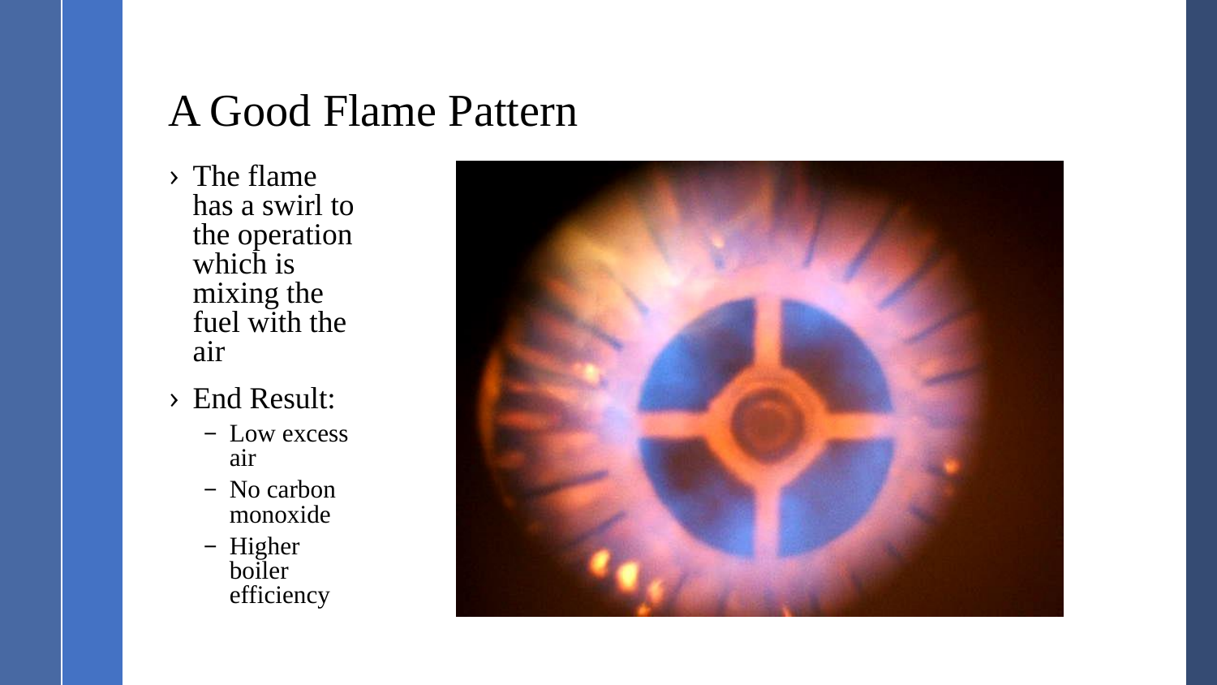# A Good Flame Pattern

- The flame has a swirl to the operation which is mixing the fuel with the air
- End Result:
  - Low excess air
  - No carbon monoxide
  - Higher boiler efficiency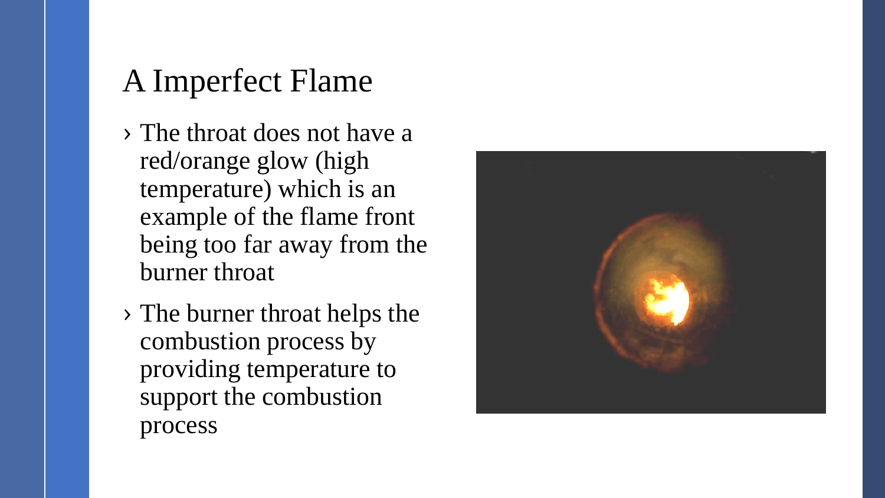# A Imperfect Flame

- The throat does not have a red/orange glow (high temperature) which is an example of the flame front being too far away from the burner throat
- The burner throat helps the combustion process by providing temperature to support the combustion process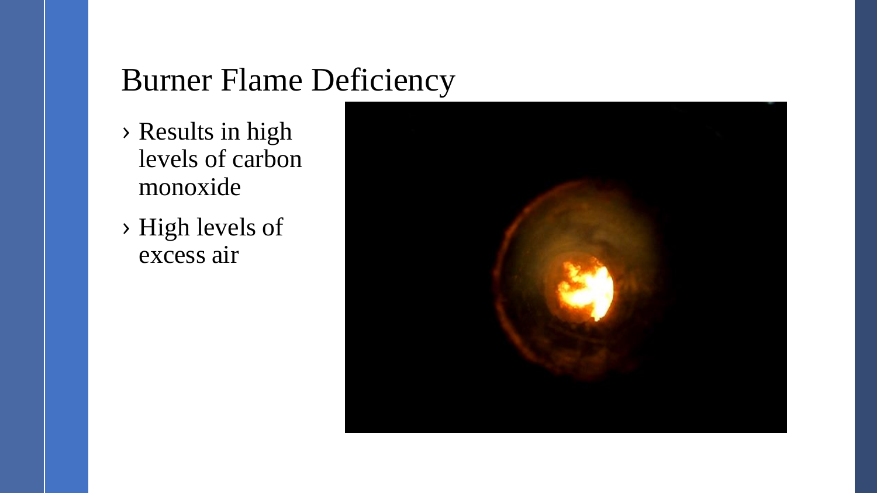# Burner Flame Deficiency

- Results in high levels of carbon monoxide
- High levels of excess air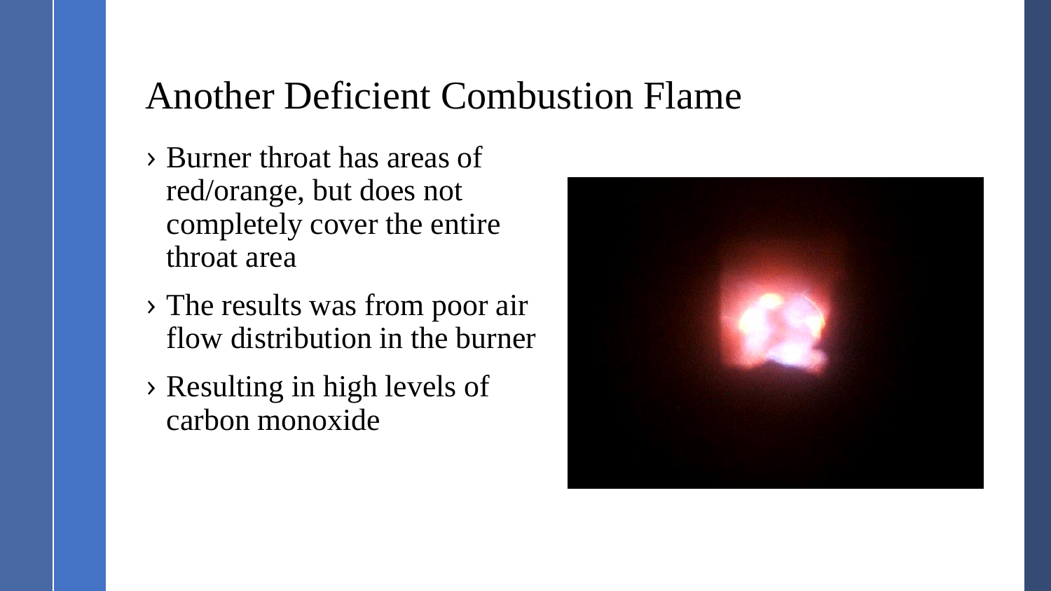# Another Deficient Combustion Flame

- Burner throat has areas of red/orange, but does not completely cover the entire throat area
- The results was from poor air flow distribution in the burner
- Resulting in high levels of carbon monoxide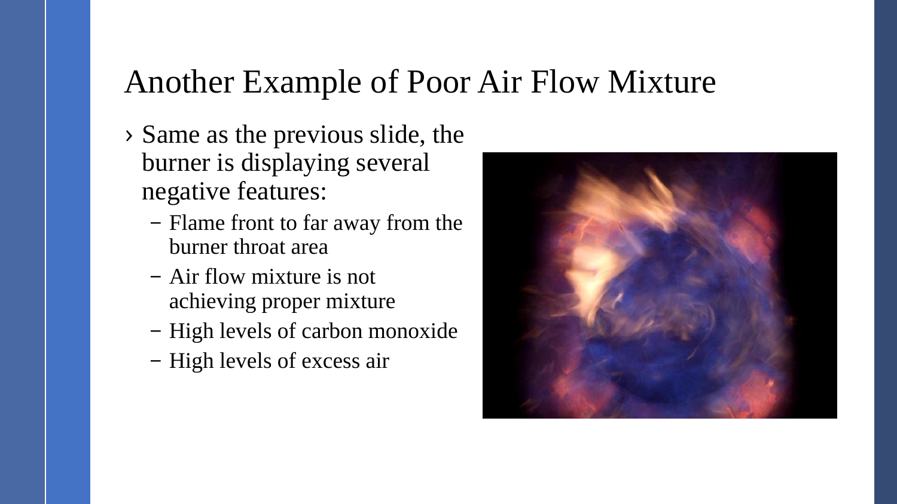# Another Example of Poor Air Flow Mixture

- Same as the previous slide, the burner is displaying several negative features:
  - Flame front to far away from the burner throat area
  - Air flow mixture is not achieving proper mixture
  - High levels of carbon monoxide
  - High levels of excess air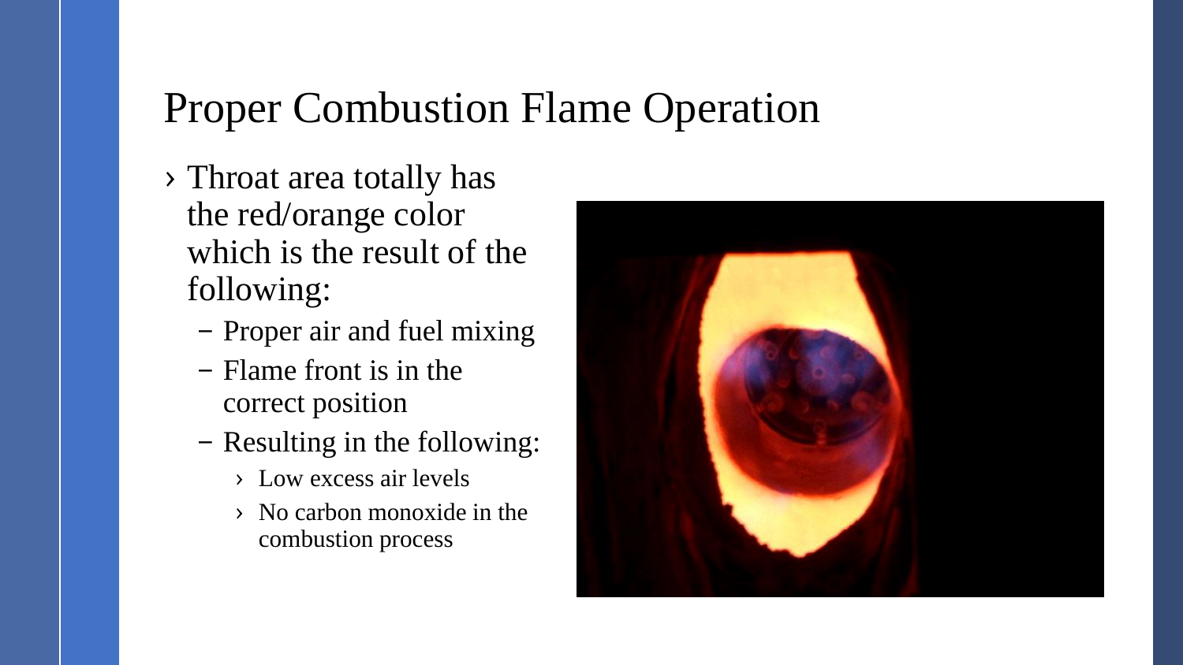# Proper Combustion Flame Operation

- Throat area totally has the red/orange color which is the result of the following:
  - Proper air and fuel mixing
  - Flame front is in the correct position
  - Resulting in the following:
    - Low excess air levels
    - No carbon monoxide in the combustion process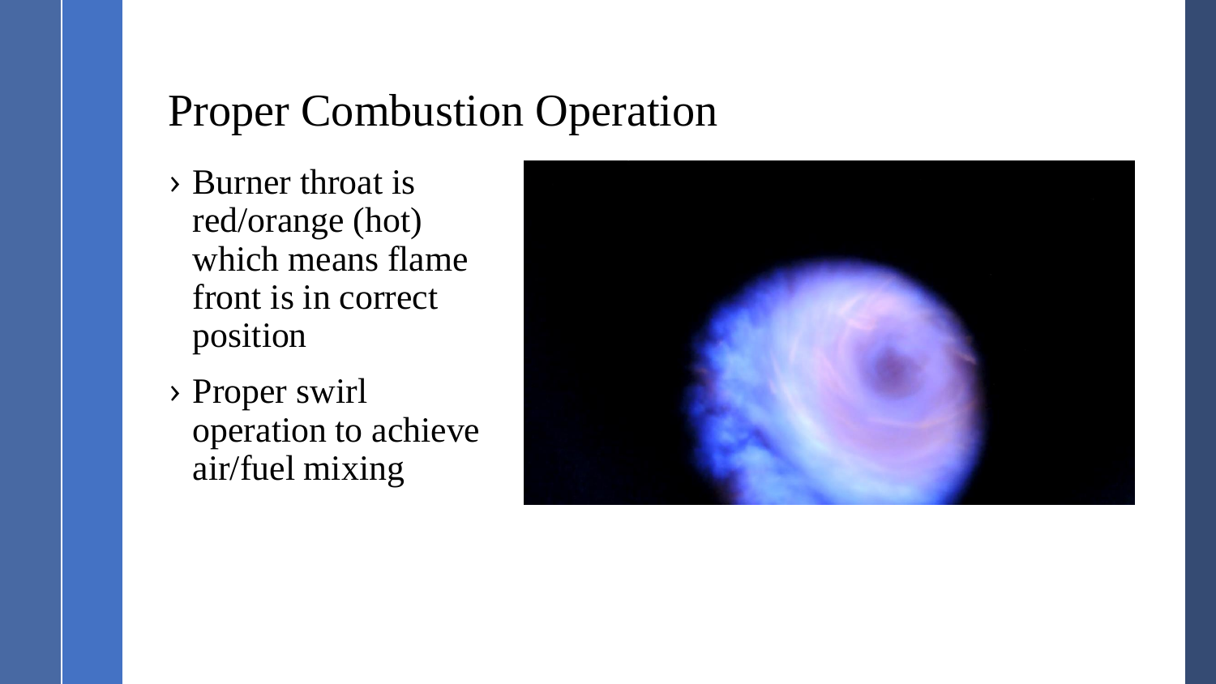# Proper Combustion Operation

- Burner throat is red/orange (hot) which means flame front is in correct position
- Proper swirl operation to achieve air/fuel mixing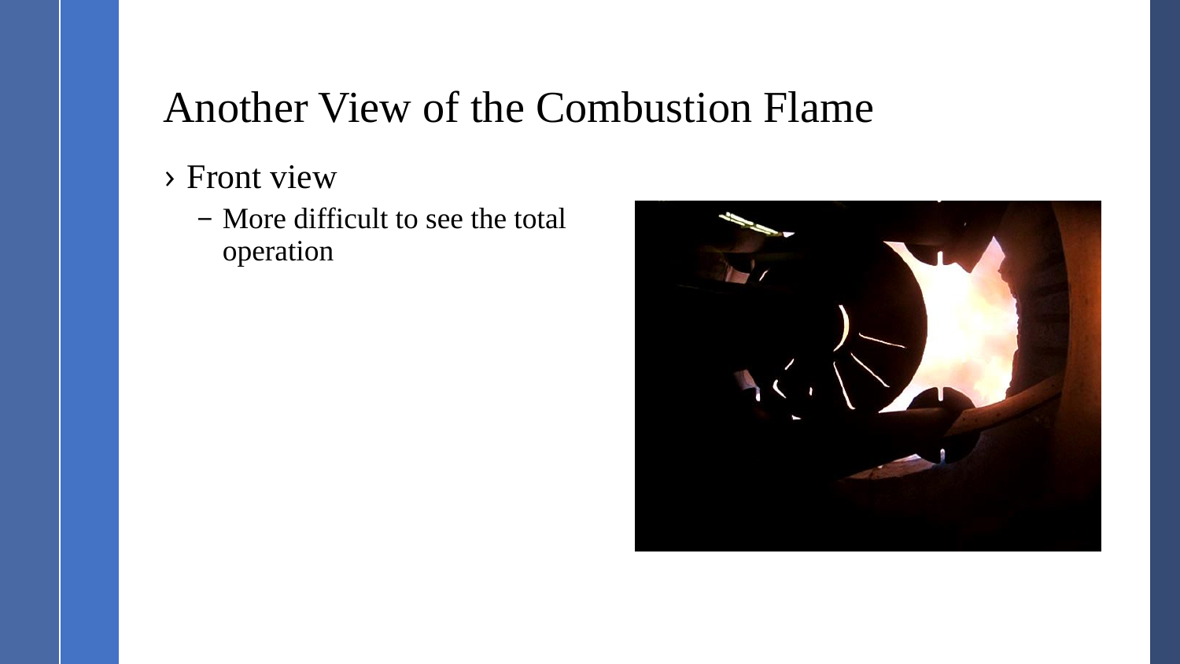# Another View of the Combustion Flame

- Front view
  - More difficult to see the total operation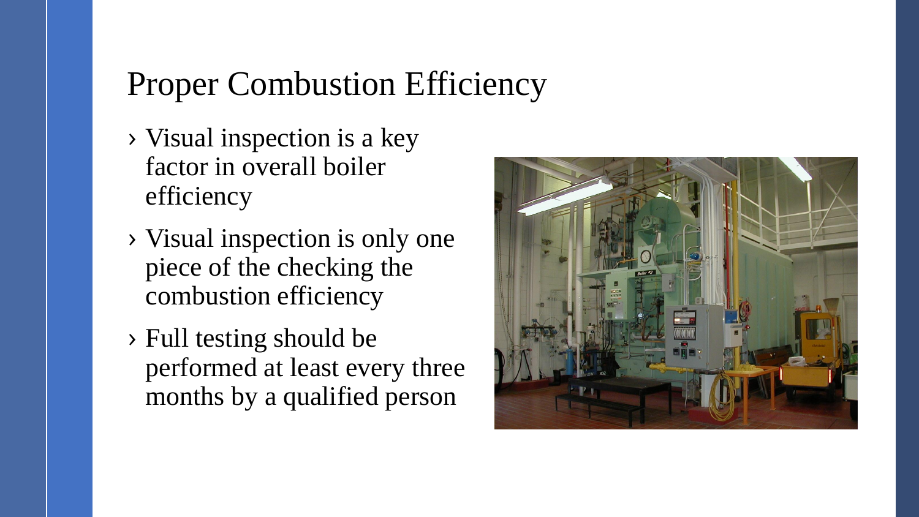# Proper Combustion Efficiency

- Visual inspection is a key factor in overall boiler efficiency
- Visual inspection is only one piece of the checking the combustion efficiency
- Full testing should be performed at least every three months by a qualified person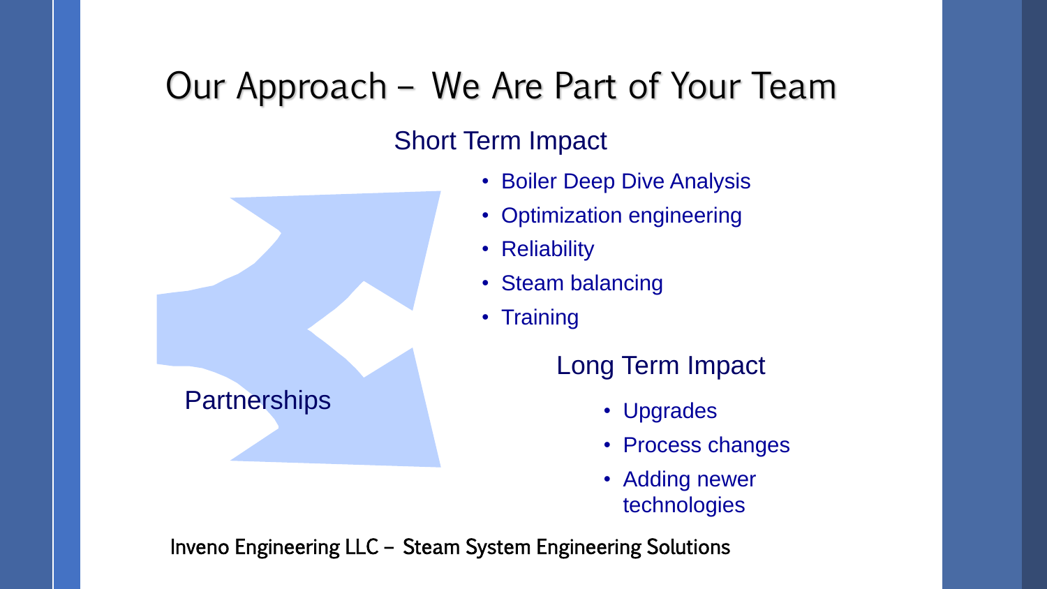# Our Approach – We Are Part of Your Team

## Short Term Impact

- Boiler Deep Dive Analysis
- Optimization engineering
- Reliability
- Steam balancing
- Training

Partnerships

## Long Term Impact

- Upgrades
- Process changes
- Adding newer technologies

Inveno Engineering LLC – Steam System Engineering Solutions